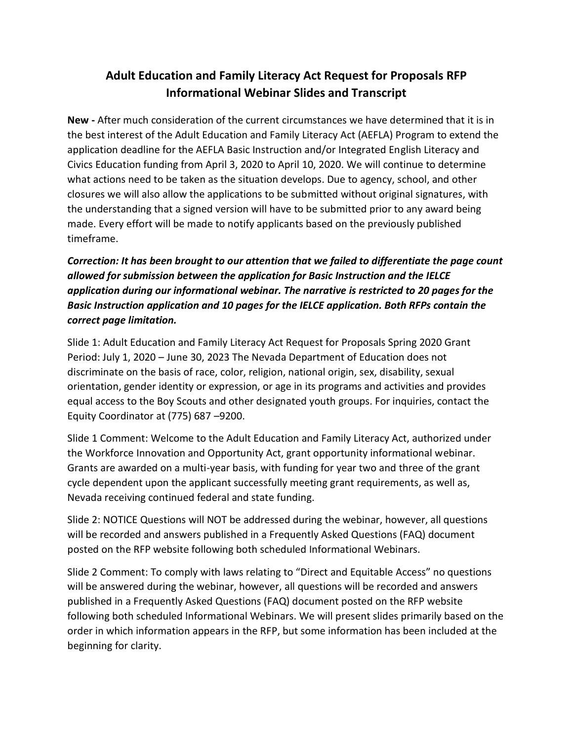# Adult Education and Family Literacy Act Request for Proposals RFP Informational Webinar Slides and Transcript

**New -** After much consideration of the current circumstances we have determined that it is in the best interest of the Adult Education and Family Literacy Act (AEFLA) Program to extend the application deadline for the AEFLA Basic Instruction and/or Integrated English Literacy and Civics Education funding from April 3, 2020 to April 10, 2020. We will continue to determine what actions need to be taken as the situation develops. Due to agency, school, and other closures we will also allow the applications to be submitted without original signatures, with the understanding that a signed version will have to be submitted prior to any award being made. Every effort will be made to notify applicants based on the previously published timeframe.

***Correction: It has been brought to our attention that we failed to differentiate the page count allowed for submission between the application for Basic Instruction and the IELCE application during our informational webinar. The narrative is restricted to 20 pages for the Basic Instruction application and 10 pages for the IELCE application. Both RFPs contain the correct page limitation.***

Slide 1: Adult Education and Family Literacy Act Request for Proposals Spring 2020 Grant Period: July 1, 2020 – June 30, 2023 The Nevada Department of Education does not discriminate on the basis of race, color, religion, national origin, sex, disability, sexual orientation, gender identity or expression, or age in its programs and activities and provides equal access to the Boy Scouts and other designated youth groups. For inquiries, contact the Equity Coordinator at (775) 687 –9200.

Slide 1 Comment: Welcome to the Adult Education and Family Literacy Act, authorized under the Workforce Innovation and Opportunity Act, grant opportunity informational webinar. Grants are awarded on a multi-year basis, with funding for year two and three of the grant cycle dependent upon the applicant successfully meeting grant requirements, as well as, Nevada receiving continued federal and state funding.

Slide 2: NOTICE Questions will NOT be addressed during the webinar, however, all questions will be recorded and answers published in a Frequently Asked Questions (FAQ) document posted on the RFP website following both scheduled Informational Webinars.

Slide 2 Comment: To comply with laws relating to "Direct and Equitable Access" no questions will be answered during the webinar, however, all questions will be recorded and answers published in a Frequently Asked Questions (FAQ) document posted on the RFP website following both scheduled Informational Webinars. We will present slides primarily based on the order in which information appears in the RFP, but some information has been included at the beginning for clarity.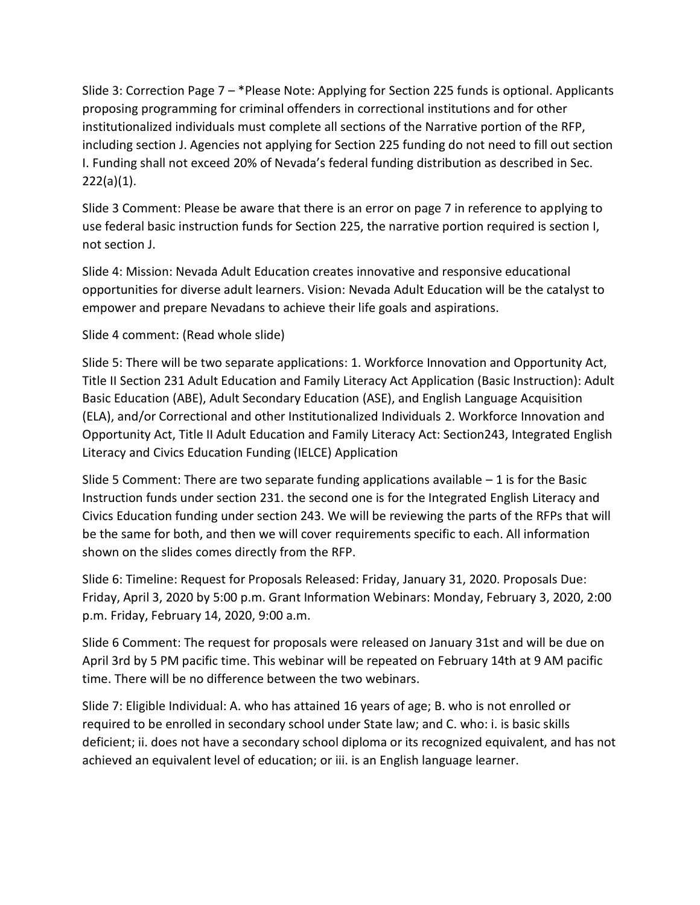Slide 3: Correction Page 7 – *Please Note: Applying for Section 225 funds is optional. Applicants proposing programming for criminal offenders in correctional institutions and for other institutionalized individuals must complete all sections of the Narrative portion of the RFP, including section J. Agencies not applying for Section 225 funding do not need to fill out section I. Funding shall not exceed 20% of Nevada's federal funding distribution as described in Sec. 222(a)(1).

Slide 3 Comment: Please be aware that there is an error on page 7 in reference to applying to use federal basic instruction funds for Section 225, the narrative portion required is section I, not section J.

Slide 4: Mission: Nevada Adult Education creates innovative and responsive educational opportunities for diverse adult learners. Vision: Nevada Adult Education will be the catalyst to empower and prepare Nevadans to achieve their life goals and aspirations.

Slide 4 comment: (Read whole slide)

Slide 5: There will be two separate applications: 1. Workforce Innovation and Opportunity Act, Title II Section 231 Adult Education and Family Literacy Act Application (Basic Instruction): Adult Basic Education (ABE), Adult Secondary Education (ASE), and English Language Acquisition (ELA), and/or Correctional and other Institutionalized Individuals 2. Workforce Innovation and Opportunity Act, Title II Adult Education and Family Literacy Act: Section243, Integrated English Literacy and Civics Education Funding (IELCE) Application

Slide 5 Comment: There are two separate funding applications available – 1 is for the Basic Instruction funds under section 231. the second one is for the Integrated English Literacy and Civics Education funding under section 243. We will be reviewing the parts of the RFPs that will be the same for both, and then we will cover requirements specific to each. All information shown on the slides comes directly from the RFP.

Slide 6: Timeline: Request for Proposals Released: Friday, January 31, 2020. Proposals Due: Friday, April 3, 2020 by 5:00 p.m. Grant Information Webinars: Monday, February 3, 2020, 2:00 p.m. Friday, February 14, 2020, 9:00 a.m.

Slide 6 Comment: The request for proposals were released on January 31st and will be due on April 3rd by 5 PM pacific time. This webinar will be repeated on February 14th at 9 AM pacific time. There will be no difference between the two webinars.

Slide 7: Eligible Individual: A. who has attained 16 years of age; B. who is not enrolled or required to be enrolled in secondary school under State law; and C. who: i. is basic skills deficient; ii. does not have a secondary school diploma or its recognized equivalent, and has not achieved an equivalent level of education; or iii. is an English language learner.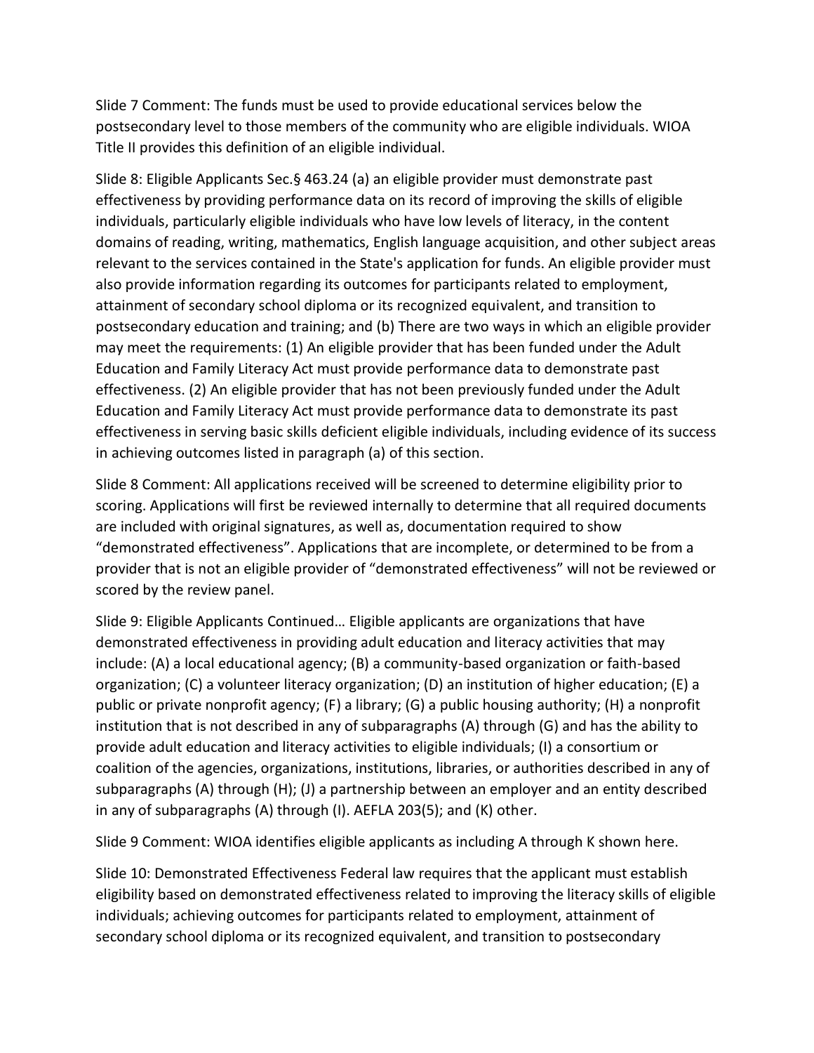Slide 7 Comment: The funds must be used to provide educational services below the postsecondary level to those members of the community who are eligible individuals. WIOA Title II provides this definition of an eligible individual.

Slide 8: Eligible Applicants Sec.§ 463.24 (a) an eligible provider must demonstrate past effectiveness by providing performance data on its record of improving the skills of eligible individuals, particularly eligible individuals who have low levels of literacy, in the content domains of reading, writing, mathematics, English language acquisition, and other subject areas relevant to the services contained in the State's application for funds. An eligible provider must also provide information regarding its outcomes for participants related to employment, attainment of secondary school diploma or its recognized equivalent, and transition to postsecondary education and training; and (b) There are two ways in which an eligible provider may meet the requirements: (1) An eligible provider that has been funded under the Adult Education and Family Literacy Act must provide performance data to demonstrate past effectiveness. (2) An eligible provider that has not been previously funded under the Adult Education and Family Literacy Act must provide performance data to demonstrate its past effectiveness in serving basic skills deficient eligible individuals, including evidence of its success in achieving outcomes listed in paragraph (a) of this section.

Slide 8 Comment: All applications received will be screened to determine eligibility prior to scoring. Applications will first be reviewed internally to determine that all required documents are included with original signatures, as well as, documentation required to show "demonstrated effectiveness". Applications that are incomplete, or determined to be from a provider that is not an eligible provider of "demonstrated effectiveness" will not be reviewed or scored by the review panel.

Slide 9: Eligible Applicants Continued… Eligible applicants are organizations that have demonstrated effectiveness in providing adult education and literacy activities that may include: (A) a local educational agency; (B) a community-based organization or faith-based organization; (C) a volunteer literacy organization; (D) an institution of higher education; (E) a public or private nonprofit agency; (F) a library; (G) a public housing authority; (H) a nonprofit institution that is not described in any of subparagraphs (A) through (G) and has the ability to provide adult education and literacy activities to eligible individuals; (I) a consortium or coalition of the agencies, organizations, institutions, libraries, or authorities described in any of subparagraphs (A) through (H); (J) a partnership between an employer and an entity described in any of subparagraphs (A) through (I). AEFLA 203(5); and (K) other.

Slide 9 Comment: WIOA identifies eligible applicants as including A through K shown here.

Slide 10: Demonstrated Effectiveness Federal law requires that the applicant must establish eligibility based on demonstrated effectiveness related to improving the literacy skills of eligible individuals; achieving outcomes for participants related to employment, attainment of secondary school diploma or its recognized equivalent, and transition to postsecondary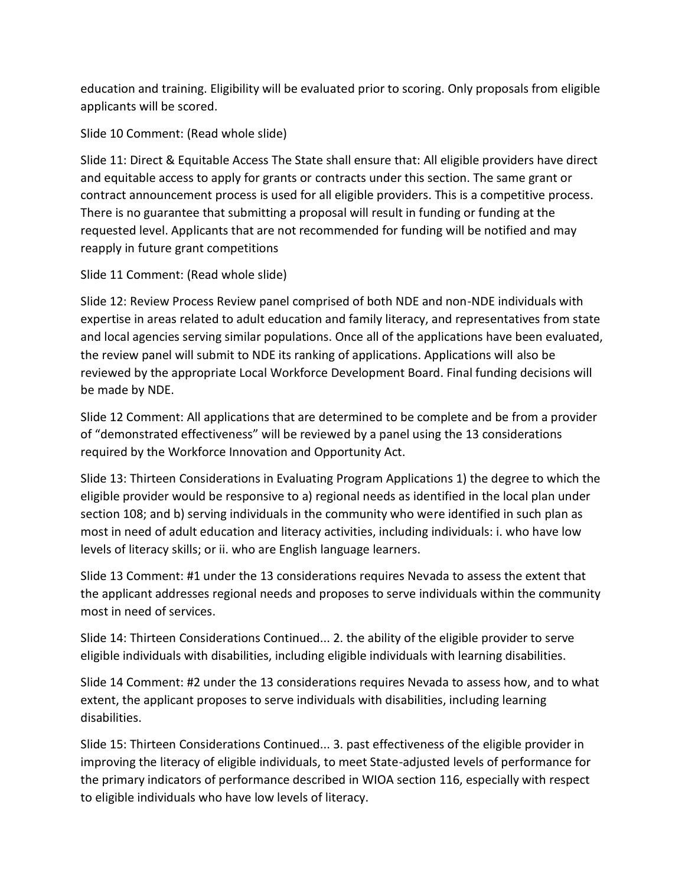education and training. Eligibility will be evaluated prior to scoring. Only proposals from eligible applicants will be scored.

Slide 10 Comment: (Read whole slide)

Slide 11: Direct & Equitable Access The State shall ensure that: All eligible providers have direct and equitable access to apply for grants or contracts under this section. The same grant or contract announcement process is used for all eligible providers. This is a competitive process. There is no guarantee that submitting a proposal will result in funding or funding at the requested level. Applicants that are not recommended for funding will be notified and may reapply in future grant competitions

Slide 11 Comment: (Read whole slide)

Slide 12: Review Process Review panel comprised of both NDE and non-NDE individuals with expertise in areas related to adult education and family literacy, and representatives from state and local agencies serving similar populations. Once all of the applications have been evaluated, the review panel will submit to NDE its ranking of applications. Applications will also be reviewed by the appropriate Local Workforce Development Board. Final funding decisions will be made by NDE.

Slide 12 Comment: All applications that are determined to be complete and be from a provider of "demonstrated effectiveness" will be reviewed by a panel using the 13 considerations required by the Workforce Innovation and Opportunity Act.

Slide 13: Thirteen Considerations in Evaluating Program Applications 1) the degree to which the eligible provider would be responsive to a) regional needs as identified in the local plan under section 108; and b) serving individuals in the community who were identified in such plan as most in need of adult education and literacy activities, including individuals: i. who have low levels of literacy skills; or ii. who are English language learners.

Slide 13 Comment: #1 under the 13 considerations requires Nevada to assess the extent that the applicant addresses regional needs and proposes to serve individuals within the community most in need of services.

Slide 14: Thirteen Considerations Continued... 2. the ability of the eligible provider to serve eligible individuals with disabilities, including eligible individuals with learning disabilities.

Slide 14 Comment: #2 under the 13 considerations requires Nevada to assess how, and to what extent, the applicant proposes to serve individuals with disabilities, including learning disabilities.

Slide 15: Thirteen Considerations Continued... 3. past effectiveness of the eligible provider in improving the literacy of eligible individuals, to meet State-adjusted levels of performance for the primary indicators of performance described in WIOA section 116, especially with respect to eligible individuals who have low levels of literacy.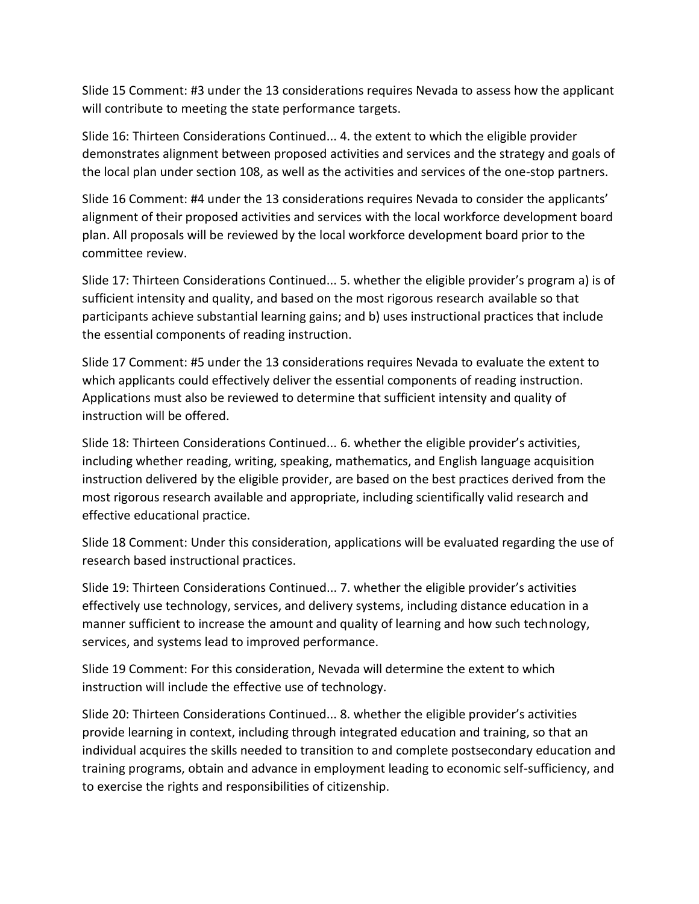Slide 15 Comment: #3 under the 13 considerations requires Nevada to assess how the applicant will contribute to meeting the state performance targets.

Slide 16: Thirteen Considerations Continued... 4. the extent to which the eligible provider demonstrates alignment between proposed activities and services and the strategy and goals of the local plan under section 108, as well as the activities and services of the one-stop partners.

Slide 16 Comment: #4 under the 13 considerations requires Nevada to consider the applicants' alignment of their proposed activities and services with the local workforce development board plan. All proposals will be reviewed by the local workforce development board prior to the committee review.

Slide 17: Thirteen Considerations Continued... 5. whether the eligible provider's program a) is of sufficient intensity and quality, and based on the most rigorous research available so that participants achieve substantial learning gains; and b) uses instructional practices that include the essential components of reading instruction.

Slide 17 Comment: #5 under the 13 considerations requires Nevada to evaluate the extent to which applicants could effectively deliver the essential components of reading instruction. Applications must also be reviewed to determine that sufficient intensity and quality of instruction will be offered.

Slide 18: Thirteen Considerations Continued... 6. whether the eligible provider's activities, including whether reading, writing, speaking, mathematics, and English language acquisition instruction delivered by the eligible provider, are based on the best practices derived from the most rigorous research available and appropriate, including scientifically valid research and effective educational practice.

Slide 18 Comment: Under this consideration, applications will be evaluated regarding the use of research based instructional practices.

Slide 19: Thirteen Considerations Continued... 7. whether the eligible provider's activities effectively use technology, services, and delivery systems, including distance education in a manner sufficient to increase the amount and quality of learning and how such technology, services, and systems lead to improved performance.

Slide 19 Comment: For this consideration, Nevada will determine the extent to which instruction will include the effective use of technology.

Slide 20: Thirteen Considerations Continued... 8. whether the eligible provider's activities provide learning in context, including through integrated education and training, so that an individual acquires the skills needed to transition to and complete postsecondary education and training programs, obtain and advance in employment leading to economic self-sufficiency, and to exercise the rights and responsibilities of citizenship.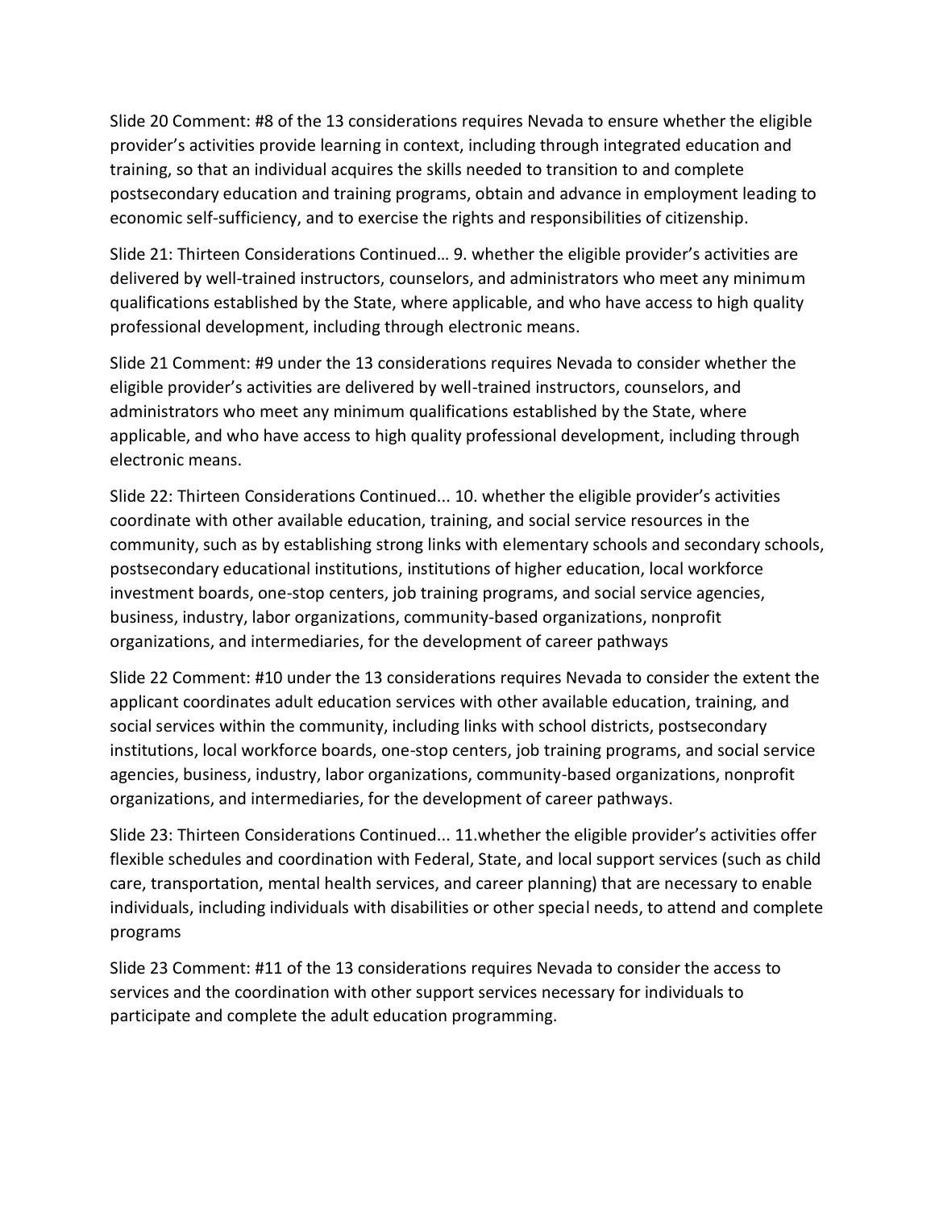Slide 20 Comment: #8 of the 13 considerations requires Nevada to ensure whether the eligible provider's activities provide learning in context, including through integrated education and training, so that an individual acquires the skills needed to transition to and complete postsecondary education and training programs, obtain and advance in employment leading to economic self-sufficiency, and to exercise the rights and responsibilities of citizenship.

Slide 21: Thirteen Considerations Continued… 9. whether the eligible provider's activities are delivered by well-trained instructors, counselors, and administrators who meet any minimum qualifications established by the State, where applicable, and who have access to high quality professional development, including through electronic means.

Slide 21 Comment: #9 under the 13 considerations requires Nevada to consider whether the eligible provider's activities are delivered by well-trained instructors, counselors, and administrators who meet any minimum qualifications established by the State, where applicable, and who have access to high quality professional development, including through electronic means.

Slide 22: Thirteen Considerations Continued... 10. whether the eligible provider's activities coordinate with other available education, training, and social service resources in the community, such as by establishing strong links with elementary schools and secondary schools, postsecondary educational institutions, institutions of higher education, local workforce investment boards, one-stop centers, job training programs, and social service agencies, business, industry, labor organizations, community-based organizations, nonprofit organizations, and intermediaries, for the development of career pathways

Slide 22 Comment: #10 under the 13 considerations requires Nevada to consider the extent the applicant coordinates adult education services with other available education, training, and social services within the community, including links with school districts, postsecondary institutions, local workforce boards, one-stop centers, job training programs, and social service agencies, business, industry, labor organizations, community-based organizations, nonprofit organizations, and intermediaries, for the development of career pathways.

Slide 23: Thirteen Considerations Continued... 11.whether the eligible provider's activities offer flexible schedules and coordination with Federal, State, and local support services (such as child care, transportation, mental health services, and career planning) that are necessary to enable individuals, including individuals with disabilities or other special needs, to attend and complete programs

Slide 23 Comment: #11 of the 13 considerations requires Nevada to consider the access to services and the coordination with other support services necessary for individuals to participate and complete the adult education programming.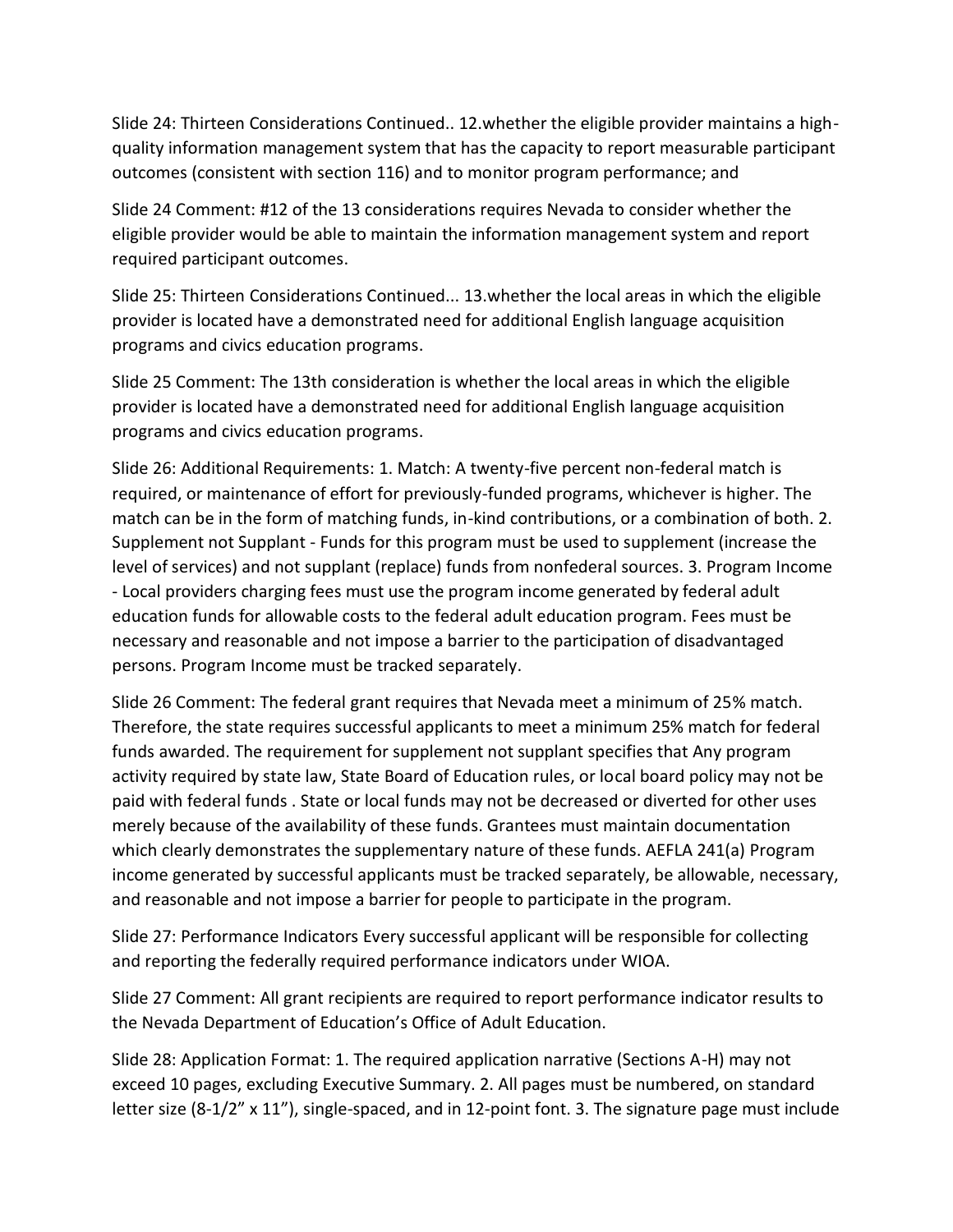Slide 24: Thirteen Considerations Continued.. 12.whether the eligible provider maintains a high-quality information management system that has the capacity to report measurable participant outcomes (consistent with section 116) and to monitor program performance; and

Slide 24 Comment: #12 of the 13 considerations requires Nevada to consider whether the eligible provider would be able to maintain the information management system and report required participant outcomes.

Slide 25: Thirteen Considerations Continued... 13.whether the local areas in which the eligible provider is located have a demonstrated need for additional English language acquisition programs and civics education programs.

Slide 25 Comment: The 13th consideration is whether the local areas in which the eligible provider is located have a demonstrated need for additional English language acquisition programs and civics education programs.

Slide 26: Additional Requirements: 1. Match: A twenty-five percent non-federal match is required, or maintenance of effort for previously-funded programs, whichever is higher. The match can be in the form of matching funds, in-kind contributions, or a combination of both. 2. Supplement not Supplant - Funds for this program must be used to supplement (increase the level of services) and not supplant (replace) funds from nonfederal sources. 3. Program Income - Local providers charging fees must use the program income generated by federal adult education funds for allowable costs to the federal adult education program. Fees must be necessary and reasonable and not impose a barrier to the participation of disadvantaged persons. Program Income must be tracked separately.

Slide 26 Comment: The federal grant requires that Nevada meet a minimum of 25% match. Therefore, the state requires successful applicants to meet a minimum 25% match for federal funds awarded. The requirement for supplement not supplant specifies that Any program activity required by state law, State Board of Education rules, or local board policy may not be paid with federal funds . State or local funds may not be decreased or diverted for other uses merely because of the availability of these funds. Grantees must maintain documentation which clearly demonstrates the supplementary nature of these funds. AEFLA 241(a) Program income generated by successful applicants must be tracked separately, be allowable, necessary, and reasonable and not impose a barrier for people to participate in the program.

Slide 27: Performance Indicators Every successful applicant will be responsible for collecting and reporting the federally required performance indicators under WIOA.

Slide 27 Comment: All grant recipients are required to report performance indicator results to the Nevada Department of Education's Office of Adult Education.

Slide 28: Application Format: 1. The required application narrative (Sections A-H) may not exceed 10 pages, excluding Executive Summary. 2. All pages must be numbered, on standard letter size (8-1/2" x 11"), single-spaced, and in 12-point font. 3. The signature page must include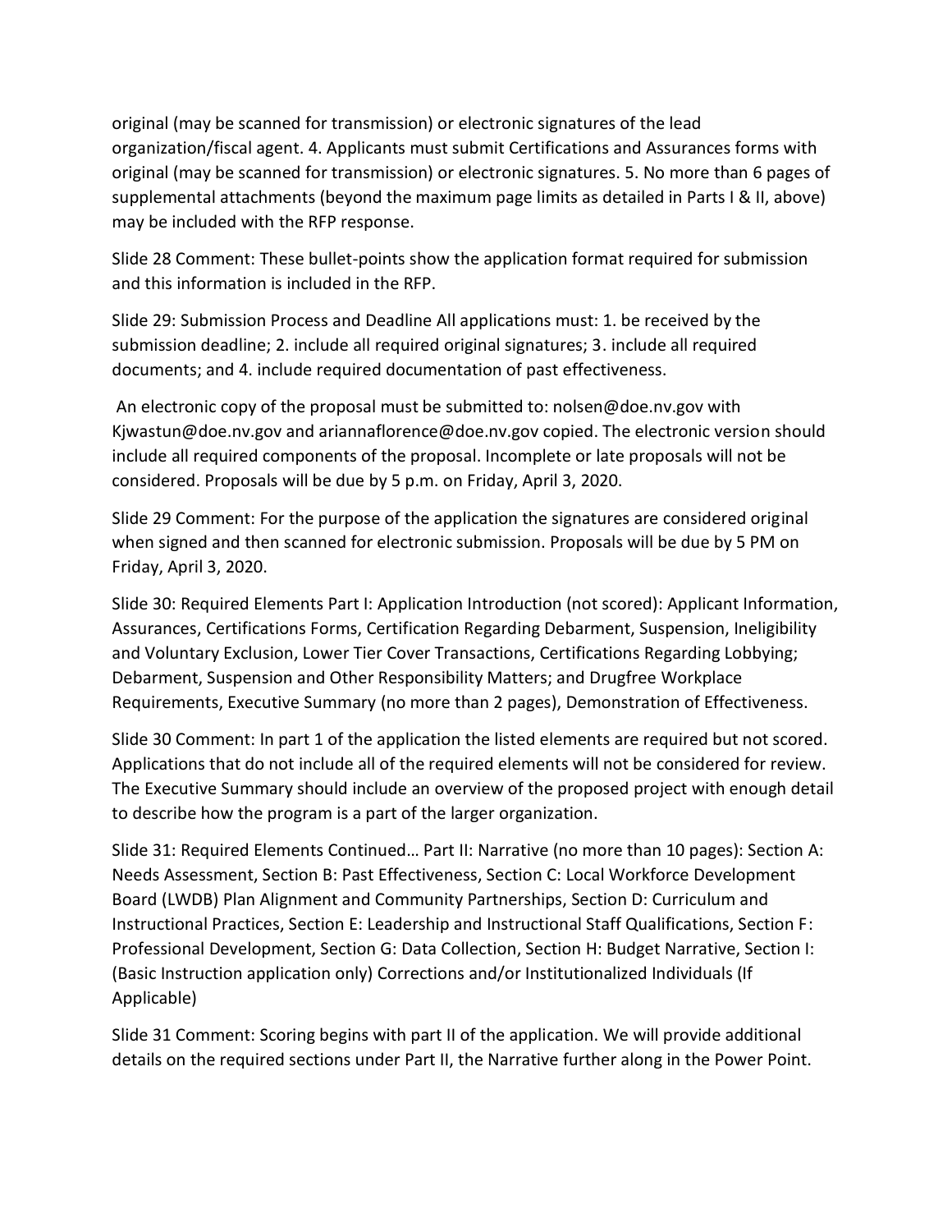original (may be scanned for transmission) or electronic signatures of the lead organization/fiscal agent. 4. Applicants must submit Certifications and Assurances forms with original (may be scanned for transmission) or electronic signatures. 5. No more than 6 pages of supplemental attachments (beyond the maximum page limits as detailed in Parts I & II, above) may be included with the RFP response.

Slide 28 Comment: These bullet-points show the application format required for submission and this information is included in the RFP.

Slide 29: Submission Process and Deadline All applications must: 1. be received by the submission deadline; 2. include all required original signatures; 3. include all required documents; and 4. include required documentation of past effectiveness.

An electronic copy of the proposal must be submitted to: nolsen@doe.nv.gov with Kjwastun@doe.nv.gov and ariannaflorence@doe.nv.gov copied. The electronic version should include all required components of the proposal. Incomplete or late proposals will not be considered. Proposals will be due by 5 p.m. on Friday, April 3, 2020.

Slide 29 Comment: For the purpose of the application the signatures are considered original when signed and then scanned for electronic submission. Proposals will be due by 5 PM on Friday, April 3, 2020.

Slide 30: Required Elements Part I: Application Introduction (not scored): Applicant Information, Assurances, Certifications Forms, Certification Regarding Debarment, Suspension, Ineligibility and Voluntary Exclusion, Lower Tier Cover Transactions, Certifications Regarding Lobbying; Debarment, Suspension and Other Responsibility Matters; and Drugfree Workplace Requirements, Executive Summary (no more than 2 pages), Demonstration of Effectiveness.

Slide 30 Comment: In part 1 of the application the listed elements are required but not scored. Applications that do not include all of the required elements will not be considered for review. The Executive Summary should include an overview of the proposed project with enough detail to describe how the program is a part of the larger organization.

Slide 31: Required Elements Continued… Part II: Narrative (no more than 10 pages): Section A: Needs Assessment, Section B: Past Effectiveness, Section C: Local Workforce Development Board (LWDB) Plan Alignment and Community Partnerships, Section D: Curriculum and Instructional Practices, Section E: Leadership and Instructional Staff Qualifications, Section F: Professional Development, Section G: Data Collection, Section H: Budget Narrative, Section I: (Basic Instruction application only) Corrections and/or Institutionalized Individuals (If Applicable)

Slide 31 Comment: Scoring begins with part II of the application. We will provide additional details on the required sections under Part II, the Narrative further along in the Power Point.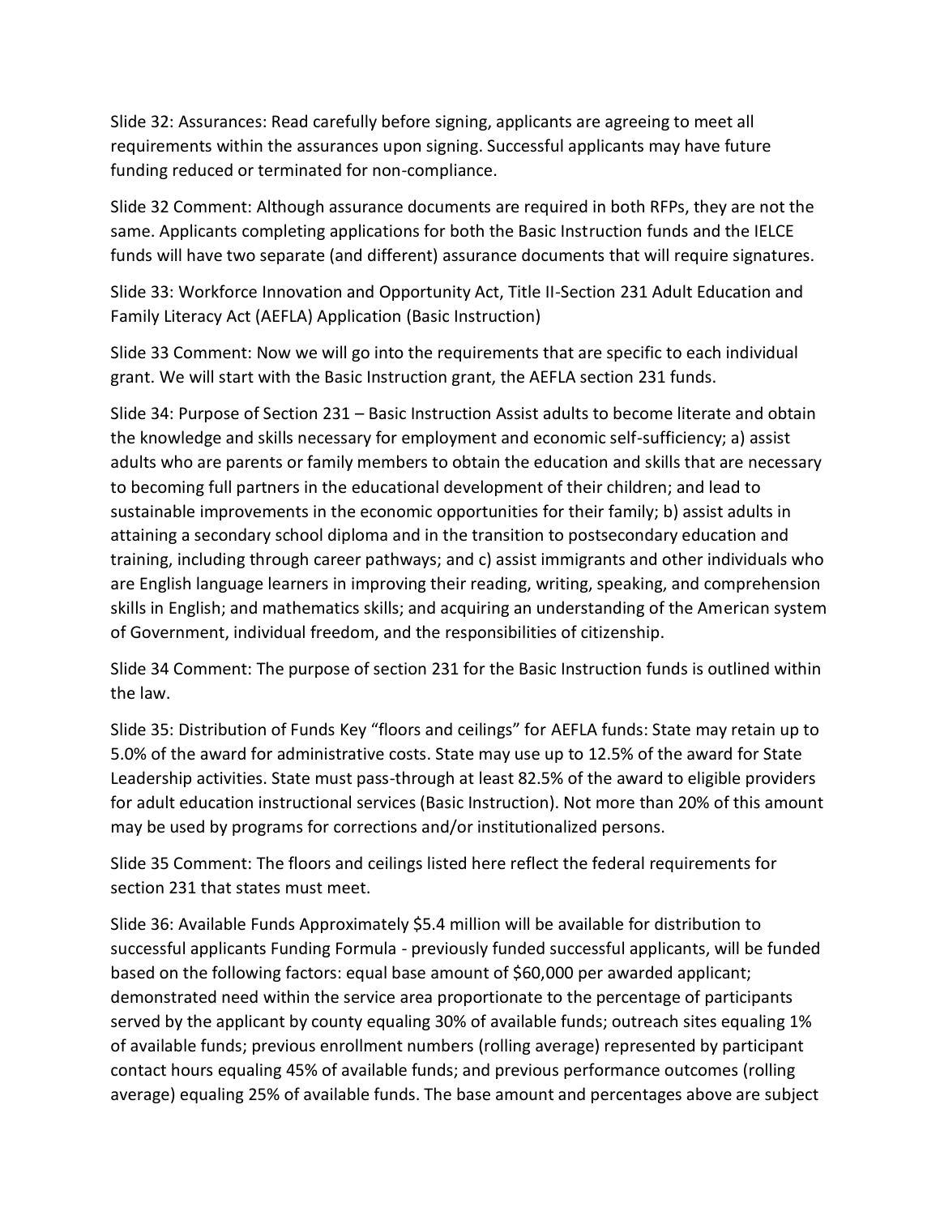Slide 32: Assurances: Read carefully before signing, applicants are agreeing to meet all requirements within the assurances upon signing. Successful applicants may have future funding reduced or terminated for non-compliance.

Slide 32 Comment: Although assurance documents are required in both RFPs, they are not the same. Applicants completing applications for both the Basic Instruction funds and the IELCE funds will have two separate (and different) assurance documents that will require signatures.

Slide 33: Workforce Innovation and Opportunity Act, Title II-Section 231 Adult Education and Family Literacy Act (AEFLA) Application (Basic Instruction)

Slide 33 Comment: Now we will go into the requirements that are specific to each individual grant. We will start with the Basic Instruction grant, the AEFLA section 231 funds.

Slide 34: Purpose of Section 231 – Basic Instruction Assist adults to become literate and obtain the knowledge and skills necessary for employment and economic self-sufficiency; a) assist adults who are parents or family members to obtain the education and skills that are necessary to becoming full partners in the educational development of their children; and lead to sustainable improvements in the economic opportunities for their family; b) assist adults in attaining a secondary school diploma and in the transition to postsecondary education and training, including through career pathways; and c) assist immigrants and other individuals who are English language learners in improving their reading, writing, speaking, and comprehension skills in English; and mathematics skills; and acquiring an understanding of the American system of Government, individual freedom, and the responsibilities of citizenship.

Slide 34 Comment: The purpose of section 231 for the Basic Instruction funds is outlined within the law.

Slide 35: Distribution of Funds Key "floors and ceilings" for AEFLA funds: State may retain up to 5.0% of the award for administrative costs. State may use up to 12.5% of the award for State Leadership activities. State must pass-through at least 82.5% of the award to eligible providers for adult education instructional services (Basic Instruction). Not more than 20% of this amount may be used by programs for corrections and/or institutionalized persons.

Slide 35 Comment: The floors and ceilings listed here reflect the federal requirements for section 231 that states must meet.

Slide 36: Available Funds Approximately $5.4 million will be available for distribution to successful applicants Funding Formula - previously funded successful applicants, will be funded based on the following factors: equal base amount of $60,000 per awarded applicant; demonstrated need within the service area proportionate to the percentage of participants served by the applicant by county equaling 30% of available funds; outreach sites equaling 1% of available funds; previous enrollment numbers (rolling average) represented by participant contact hours equaling 45% of available funds; and previous performance outcomes (rolling average) equaling 25% of available funds. The base amount and percentages above are subject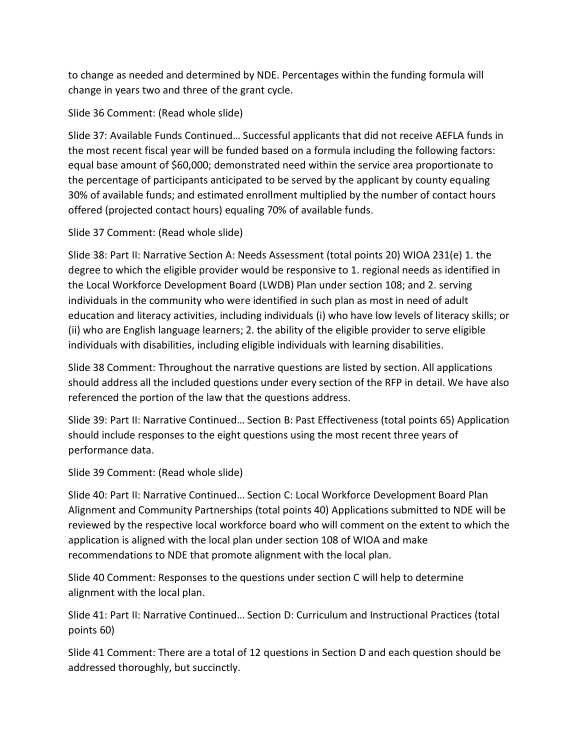to change as needed and determined by NDE. Percentages within the funding formula will change in years two and three of the grant cycle.

Slide 36 Comment: (Read whole slide)

Slide 37: Available Funds Continued… Successful applicants that did not receive AEFLA funds in the most recent fiscal year will be funded based on a formula including the following factors: equal base amount of $60,000; demonstrated need within the service area proportionate to the percentage of participants anticipated to be served by the applicant by county equaling 30% of available funds; and estimated enrollment multiplied by the number of contact hours offered (projected contact hours) equaling 70% of available funds.

Slide 37 Comment: (Read whole slide)

Slide 38: Part II: Narrative Section A: Needs Assessment (total points 20) WIOA 231(e) 1. the degree to which the eligible provider would be responsive to 1. regional needs as identified in the Local Workforce Development Board (LWDB) Plan under section 108; and 2. serving individuals in the community who were identified in such plan as most in need of adult education and literacy activities, including individuals (i) who have low levels of literacy skills; or (ii) who are English language learners; 2. the ability of the eligible provider to serve eligible individuals with disabilities, including eligible individuals with learning disabilities.

Slide 38 Comment: Throughout the narrative questions are listed by section. All applications should address all the included questions under every section of the RFP in detail. We have also referenced the portion of the law that the questions address.

Slide 39: Part II: Narrative Continued… Section B: Past Effectiveness (total points 65) Application should include responses to the eight questions using the most recent three years of performance data.

Slide 39 Comment: (Read whole slide)

Slide 40: Part II: Narrative Continued… Section C: Local Workforce Development Board Plan Alignment and Community Partnerships (total points 40) Applications submitted to NDE will be reviewed by the respective local workforce board who will comment on the extent to which the application is aligned with the local plan under section 108 of WIOA and make recommendations to NDE that promote alignment with the local plan.

Slide 40 Comment: Responses to the questions under section C will help to determine alignment with the local plan.

Slide 41: Part II: Narrative Continued… Section D: Curriculum and Instructional Practices (total points 60)

Slide 41 Comment: There are a total of 12 questions in Section D and each question should be addressed thoroughly, but succinctly.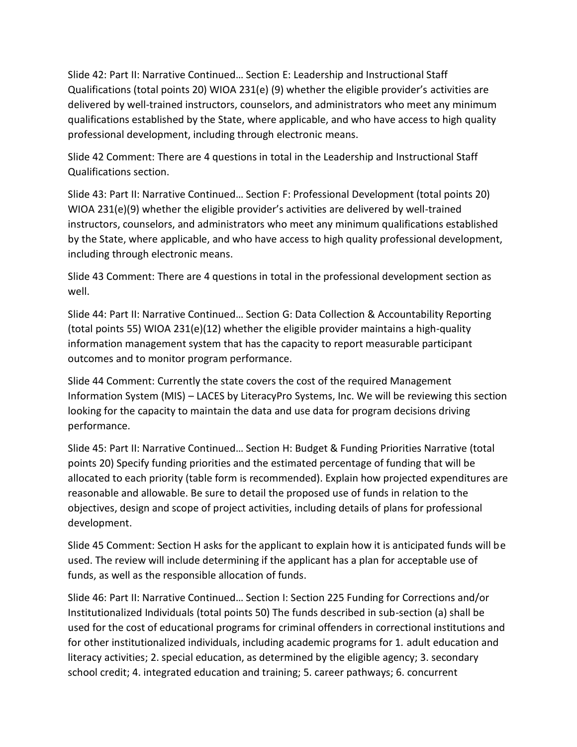Slide 42: Part II: Narrative Continued… Section E: Leadership and Instructional Staff Qualifications (total points 20) WIOA 231(e) (9) whether the eligible provider's activities are delivered by well-trained instructors, counselors, and administrators who meet any minimum qualifications established by the State, where applicable, and who have access to high quality professional development, including through electronic means.

Slide 42 Comment: There are 4 questions in total in the Leadership and Instructional Staff Qualifications section.

Slide 43: Part II: Narrative Continued… Section F: Professional Development (total points 20) WIOA 231(e)(9) whether the eligible provider's activities are delivered by well-trained instructors, counselors, and administrators who meet any minimum qualifications established by the State, where applicable, and who have access to high quality professional development, including through electronic means.

Slide 43 Comment: There are 4 questions in total in the professional development section as well.

Slide 44: Part II: Narrative Continued… Section G: Data Collection & Accountability Reporting (total points 55) WIOA 231(e)(12) whether the eligible provider maintains a high-quality information management system that has the capacity to report measurable participant outcomes and to monitor program performance.

Slide 44 Comment: Currently the state covers the cost of the required Management Information System (MIS) – LACES by LiteracyPro Systems, Inc. We will be reviewing this section looking for the capacity to maintain the data and use data for program decisions driving performance.

Slide 45: Part II: Narrative Continued… Section H: Budget & Funding Priorities Narrative (total points 20) Specify funding priorities and the estimated percentage of funding that will be allocated to each priority (table form is recommended). Explain how projected expenditures are reasonable and allowable. Be sure to detail the proposed use of funds in relation to the objectives, design and scope of project activities, including details of plans for professional development.

Slide 45 Comment: Section H asks for the applicant to explain how it is anticipated funds will be used. The review will include determining if the applicant has a plan for acceptable use of funds, as well as the responsible allocation of funds.

Slide 46: Part II: Narrative Continued… Section I: Section 225 Funding for Corrections and/or Institutionalized Individuals (total points 50) The funds described in sub-section (a) shall be used for the cost of educational programs for criminal offenders in correctional institutions and for other institutionalized individuals, including academic programs for 1. adult education and literacy activities; 2. special education, as determined by the eligible agency; 3. secondary school credit; 4. integrated education and training; 5. career pathways; 6. concurrent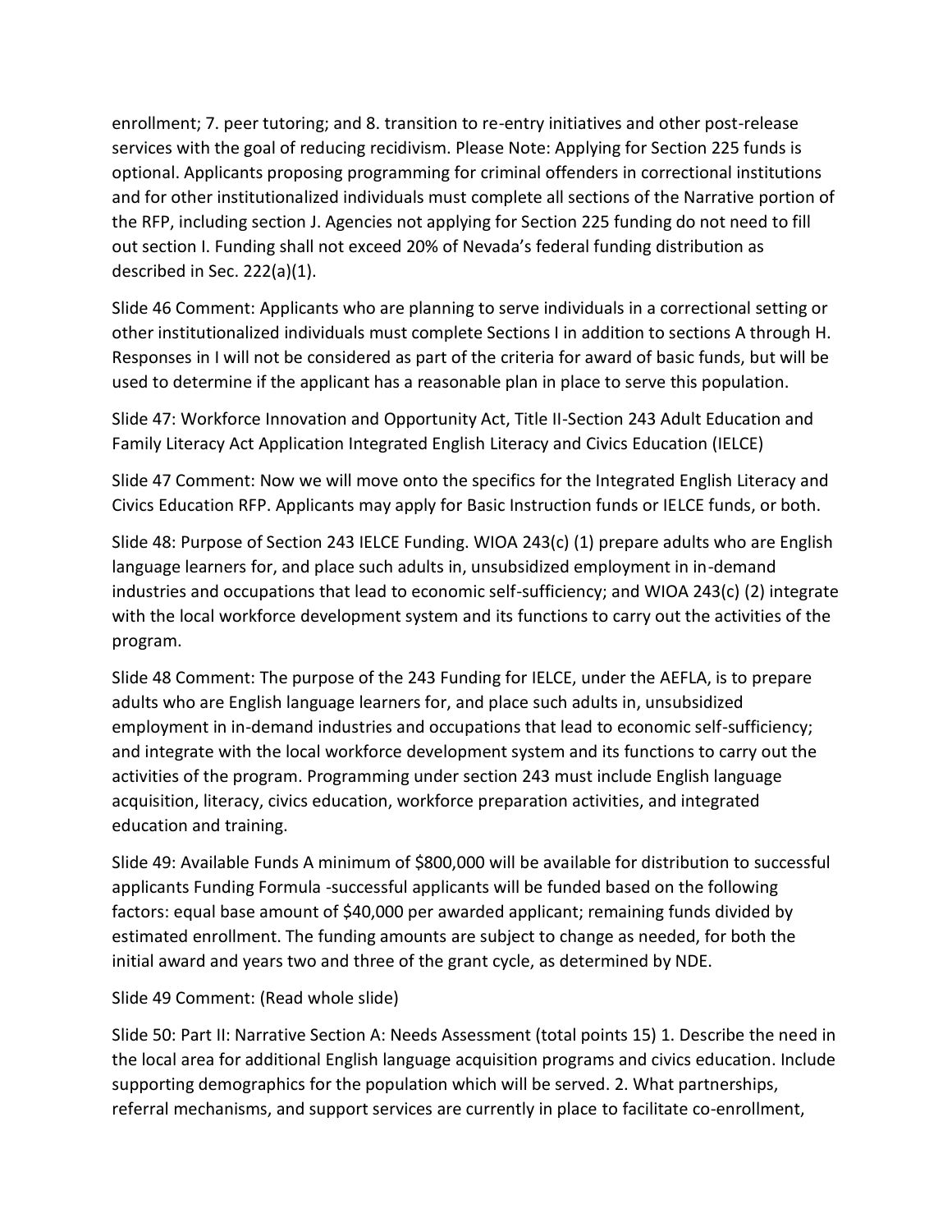enrollment; 7. peer tutoring; and 8. transition to re-entry initiatives and other post-release services with the goal of reducing recidivism. Please Note: Applying for Section 225 funds is optional. Applicants proposing programming for criminal offenders in correctional institutions and for other institutionalized individuals must complete all sections of the Narrative portion of the RFP, including section J. Agencies not applying for Section 225 funding do not need to fill out section I. Funding shall not exceed 20% of Nevada's federal funding distribution as described in Sec. 222(a)(1).

Slide 46 Comment: Applicants who are planning to serve individuals in a correctional setting or other institutionalized individuals must complete Sections I in addition to sections A through H. Responses in I will not be considered as part of the criteria for award of basic funds, but will be used to determine if the applicant has a reasonable plan in place to serve this population.

Slide 47: Workforce Innovation and Opportunity Act, Title II-Section 243 Adult Education and Family Literacy Act Application Integrated English Literacy and Civics Education (IELCE)

Slide 47 Comment: Now we will move onto the specifics for the Integrated English Literacy and Civics Education RFP. Applicants may apply for Basic Instruction funds or IELCE funds, or both.

Slide 48: Purpose of Section 243 IELCE Funding. WIOA 243(c) (1) prepare adults who are English language learners for, and place such adults in, unsubsidized employment in in-demand industries and occupations that lead to economic self-sufficiency; and WIOA 243(c) (2) integrate with the local workforce development system and its functions to carry out the activities of the program.

Slide 48 Comment: The purpose of the 243 Funding for IELCE, under the AEFLA, is to prepare adults who are English language learners for, and place such adults in, unsubsidized employment in in-demand industries and occupations that lead to economic self-sufficiency; and integrate with the local workforce development system and its functions to carry out the activities of the program. Programming under section 243 must include English language acquisition, literacy, civics education, workforce preparation activities, and integrated education and training.

Slide 49: Available Funds A minimum of $800,000 will be available for distribution to successful applicants Funding Formula -successful applicants will be funded based on the following factors: equal base amount of $40,000 per awarded applicant; remaining funds divided by estimated enrollment. The funding amounts are subject to change as needed, for both the initial award and years two and three of the grant cycle, as determined by NDE.

Slide 49 Comment: (Read whole slide)

Slide 50: Part II: Narrative Section A: Needs Assessment (total points 15) 1. Describe the need in the local area for additional English language acquisition programs and civics education. Include supporting demographics for the population which will be served. 2. What partnerships, referral mechanisms, and support services are currently in place to facilitate co-enrollment,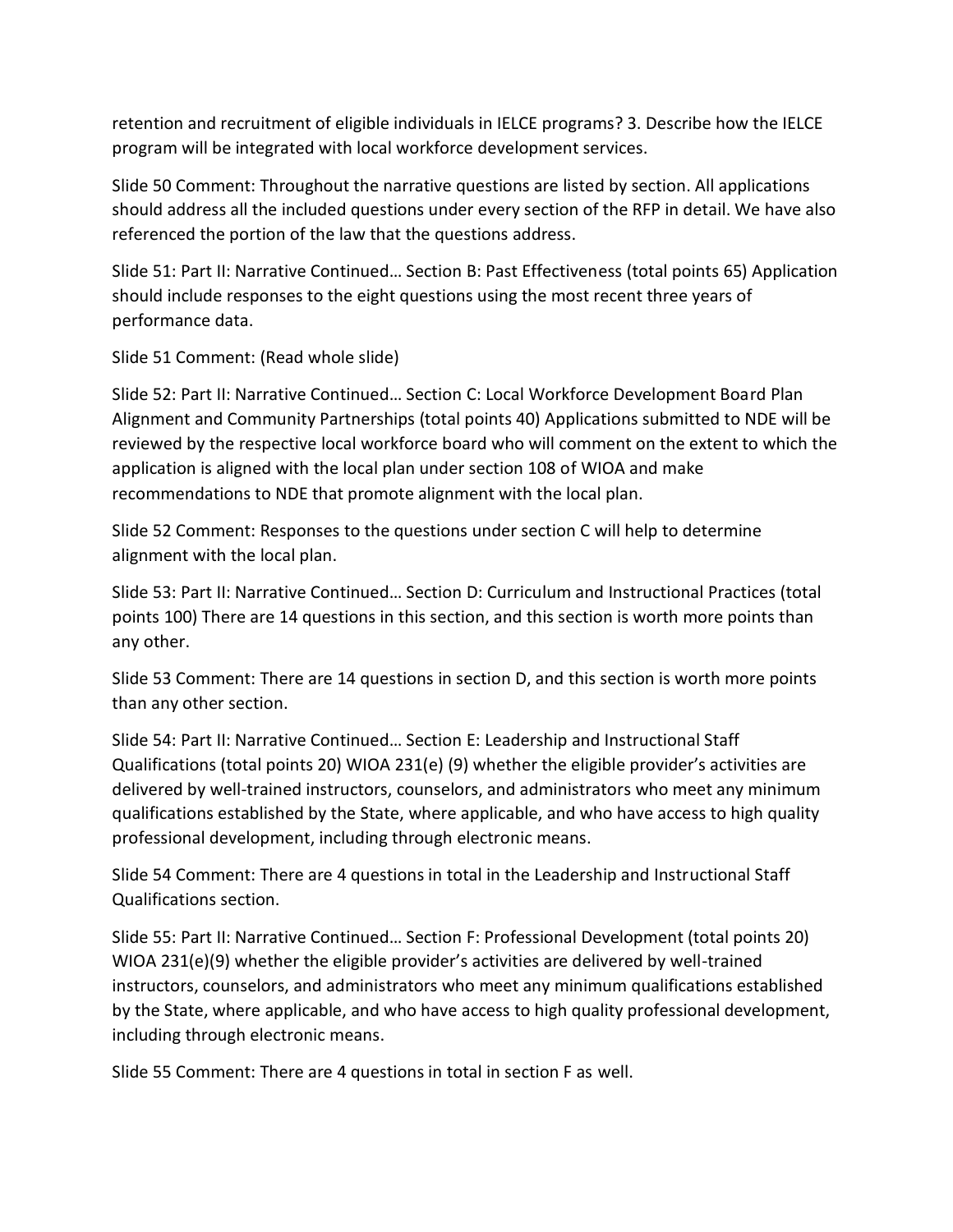retention and recruitment of eligible individuals in IELCE programs? 3. Describe how the IELCE program will be integrated with local workforce development services.

Slide 50 Comment: Throughout the narrative questions are listed by section. All applications should address all the included questions under every section of the RFP in detail. We have also referenced the portion of the law that the questions address.

Slide 51: Part II: Narrative Continued… Section B: Past Effectiveness (total points 65) Application should include responses to the eight questions using the most recent three years of performance data.

Slide 51 Comment: (Read whole slide)

Slide 52: Part II: Narrative Continued… Section C: Local Workforce Development Board Plan Alignment and Community Partnerships (total points 40) Applications submitted to NDE will be reviewed by the respective local workforce board who will comment on the extent to which the application is aligned with the local plan under section 108 of WIOA and make recommendations to NDE that promote alignment with the local plan.

Slide 52 Comment: Responses to the questions under section C will help to determine alignment with the local plan.

Slide 53: Part II: Narrative Continued… Section D: Curriculum and Instructional Practices (total points 100) There are 14 questions in this section, and this section is worth more points than any other.

Slide 53 Comment: There are 14 questions in section D, and this section is worth more points than any other section.

Slide 54: Part II: Narrative Continued… Section E: Leadership and Instructional Staff Qualifications (total points 20) WIOA 231(e) (9) whether the eligible provider's activities are delivered by well-trained instructors, counselors, and administrators who meet any minimum qualifications established by the State, where applicable, and who have access to high quality professional development, including through electronic means.

Slide 54 Comment: There are 4 questions in total in the Leadership and Instructional Staff Qualifications section.

Slide 55: Part II: Narrative Continued… Section F: Professional Development (total points 20) WIOA 231(e)(9) whether the eligible provider's activities are delivered by well-trained instructors, counselors, and administrators who meet any minimum qualifications established by the State, where applicable, and who have access to high quality professional development, including through electronic means.

Slide 55 Comment: There are 4 questions in total in section F as well.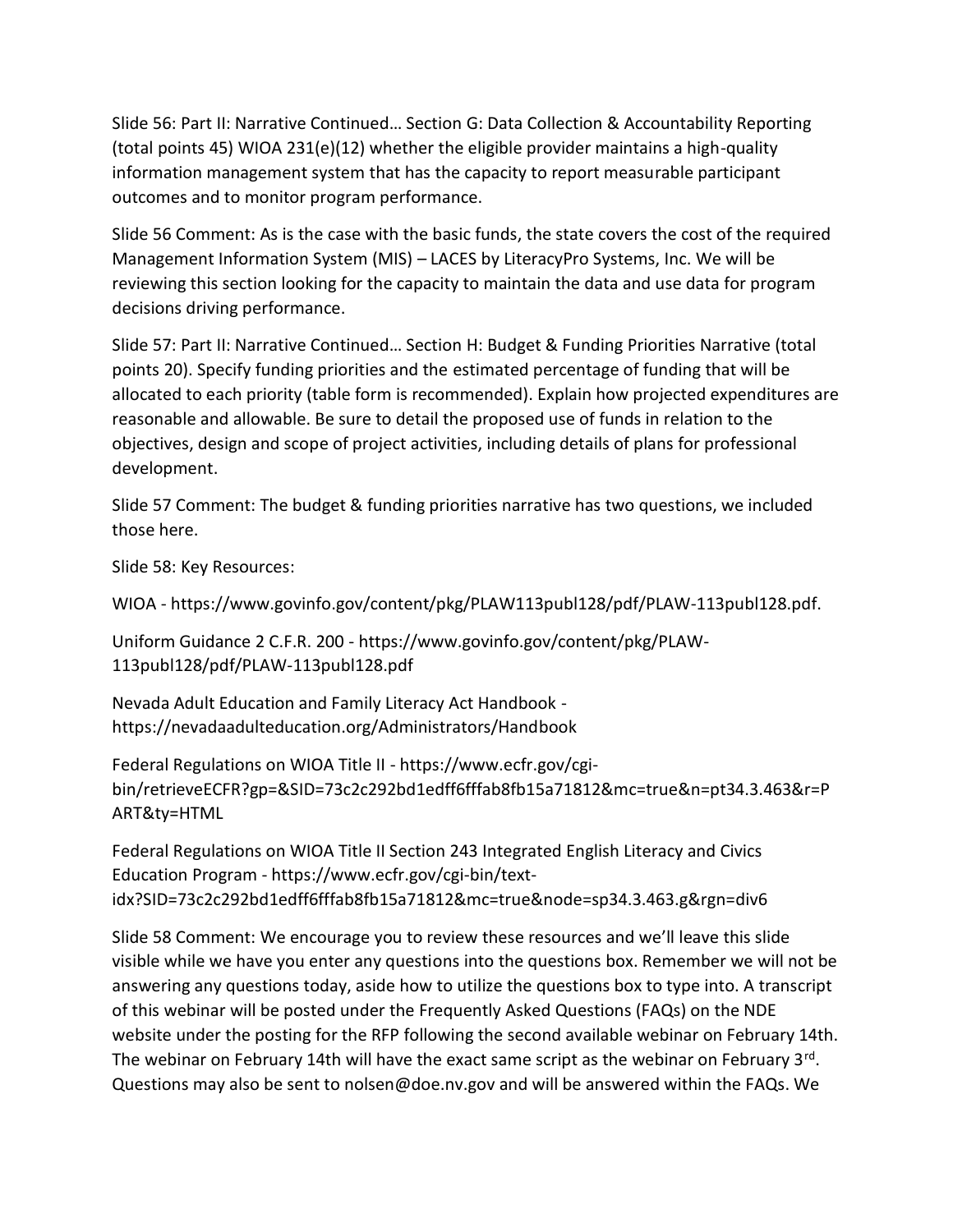Slide 56: Part II: Narrative Continued… Section G: Data Collection & Accountability Reporting (total points 45) WIOA 231(e)(12) whether the eligible provider maintains a high-quality information management system that has the capacity to report measurable participant outcomes and to monitor program performance.

Slide 56 Comment: As is the case with the basic funds, the state covers the cost of the required Management Information System (MIS) – LACES by LiteracyPro Systems, Inc. We will be reviewing this section looking for the capacity to maintain the data and use data for program decisions driving performance.

Slide 57: Part II: Narrative Continued… Section H: Budget & Funding Priorities Narrative (total points 20). Specify funding priorities and the estimated percentage of funding that will be allocated to each priority (table form is recommended). Explain how projected expenditures are reasonable and allowable. Be sure to detail the proposed use of funds in relation to the objectives, design and scope of project activities, including details of plans for professional development.

Slide 57 Comment: The budget & funding priorities narrative has two questions, we included those here.

Slide 58: Key Resources:

WIOA - https://www.govinfo.gov/content/pkg/PLAW113publ128/pdf/PLAW-113publ128.pdf.

Uniform Guidance 2 C.F.R. 200 - https://www.govinfo.gov/content/pkg/PLAW-113publ128/pdf/PLAW-113publ128.pdf

Nevada Adult Education and Family Literacy Act Handbook - https://nevadaadulteducation.org/Administrators/Handbook

Federal Regulations on WIOA Title II - https://www.ecfr.gov/cgi-bin/retrieveECFR?gp=&SID=73c2c292bd1edff6fffab8fb15a71812&mc=true&n=pt34.3.463&r=PART&ty=HTML

Federal Regulations on WIOA Title II Section 243 Integrated English Literacy and Civics Education Program - https://www.ecfr.gov/cgi-bin/text-idx?SID=73c2c292bd1edff6fffab8fb15a71812&mc=true&node=sp34.3.463.g&rgn=div6

Slide 58 Comment: We encourage you to review these resources and we'll leave this slide visible while we have you enter any questions into the questions box. Remember we will not be answering any questions today, aside how to utilize the questions box to type into. A transcript of this webinar will be posted under the Frequently Asked Questions (FAQs) on the NDE website under the posting for the RFP following the second available webinar on February 14th. The webinar on February 14th will have the exact same script as the webinar on February 3rd. Questions may also be sent to nolsen@doe.nv.gov and will be answered within the FAQs. We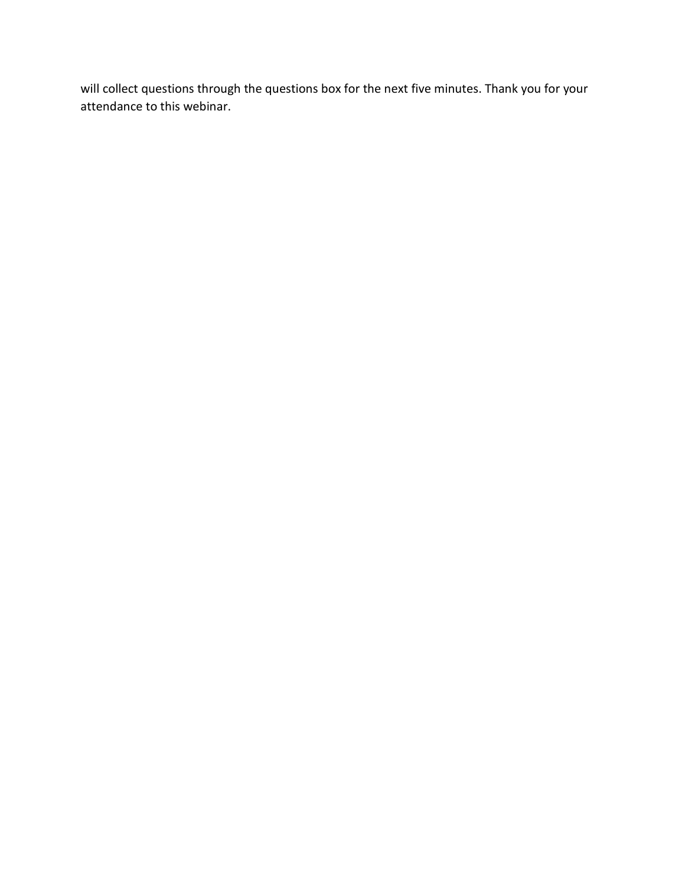will collect questions through the questions box for the next five minutes. Thank you for your attendance to this webinar.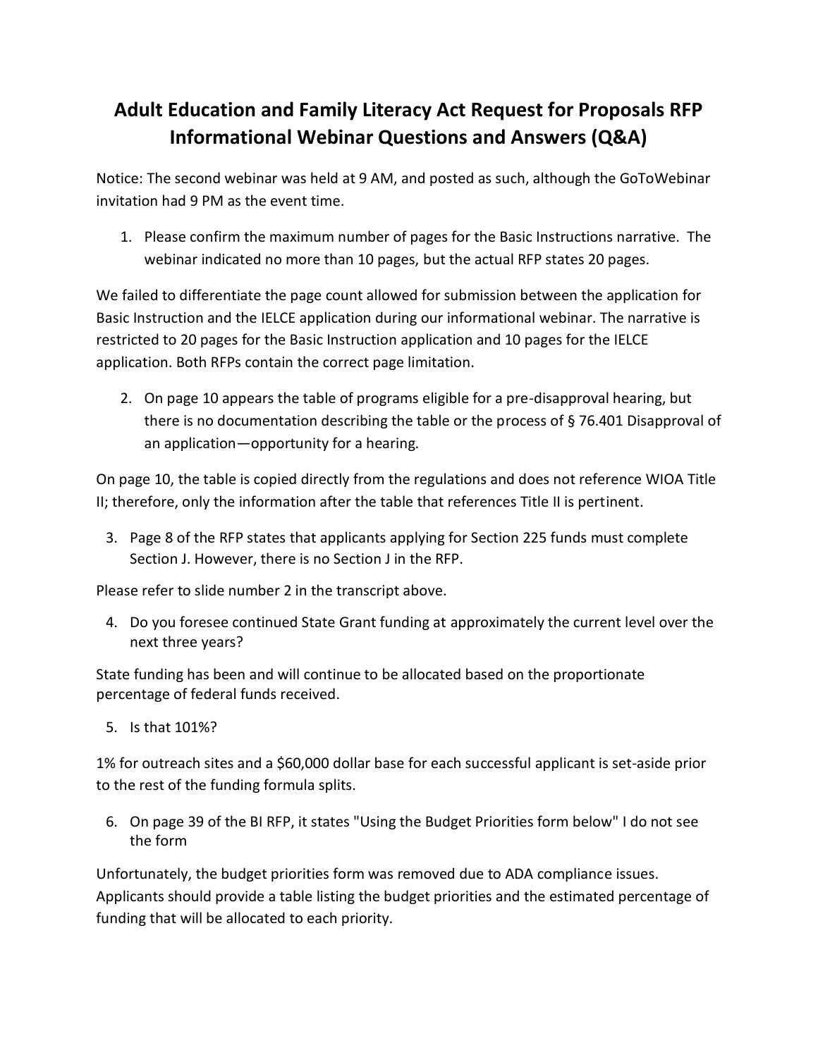# Adult Education and Family Literacy Act Request for Proposals RFP Informational Webinar Questions and Answers (Q&A)

Notice: The second webinar was held at 9 AM, and posted as such, although the GoToWebinar invitation had 9 PM as the event time.

1. Please confirm the maximum number of pages for the Basic Instructions narrative. The webinar indicated no more than 10 pages, but the actual RFP states 20 pages.

We failed to differentiate the page count allowed for submission between the application for Basic Instruction and the IELCE application during our informational webinar. The narrative is restricted to 20 pages for the Basic Instruction application and 10 pages for the IELCE application. Both RFPs contain the correct page limitation.

2. On page 10 appears the table of programs eligible for a pre-disapproval hearing, but there is no documentation describing the table or the process of § 76.401 Disapproval of an application—opportunity for a hearing.

On page 10, the table is copied directly from the regulations and does not reference WIOA Title II; therefore, only the information after the table that references Title II is pertinent.

3. Page 8 of the RFP states that applicants applying for Section 225 funds must complete Section J. However, there is no Section J in the RFP.

Please refer to slide number 2 in the transcript above.

4. Do you foresee continued State Grant funding at approximately the current level over the next three years?

State funding has been and will continue to be allocated based on the proportionate percentage of federal funds received.

5. Is that 101%?

1% for outreach sites and a $60,000 dollar base for each successful applicant is set-aside prior to the rest of the funding formula splits.

6. On page 39 of the BI RFP, it states "Using the Budget Priorities form below" I do not see the form

Unfortunately, the budget priorities form was removed due to ADA compliance issues. Applicants should provide a table listing the budget priorities and the estimated percentage of funding that will be allocated to each priority.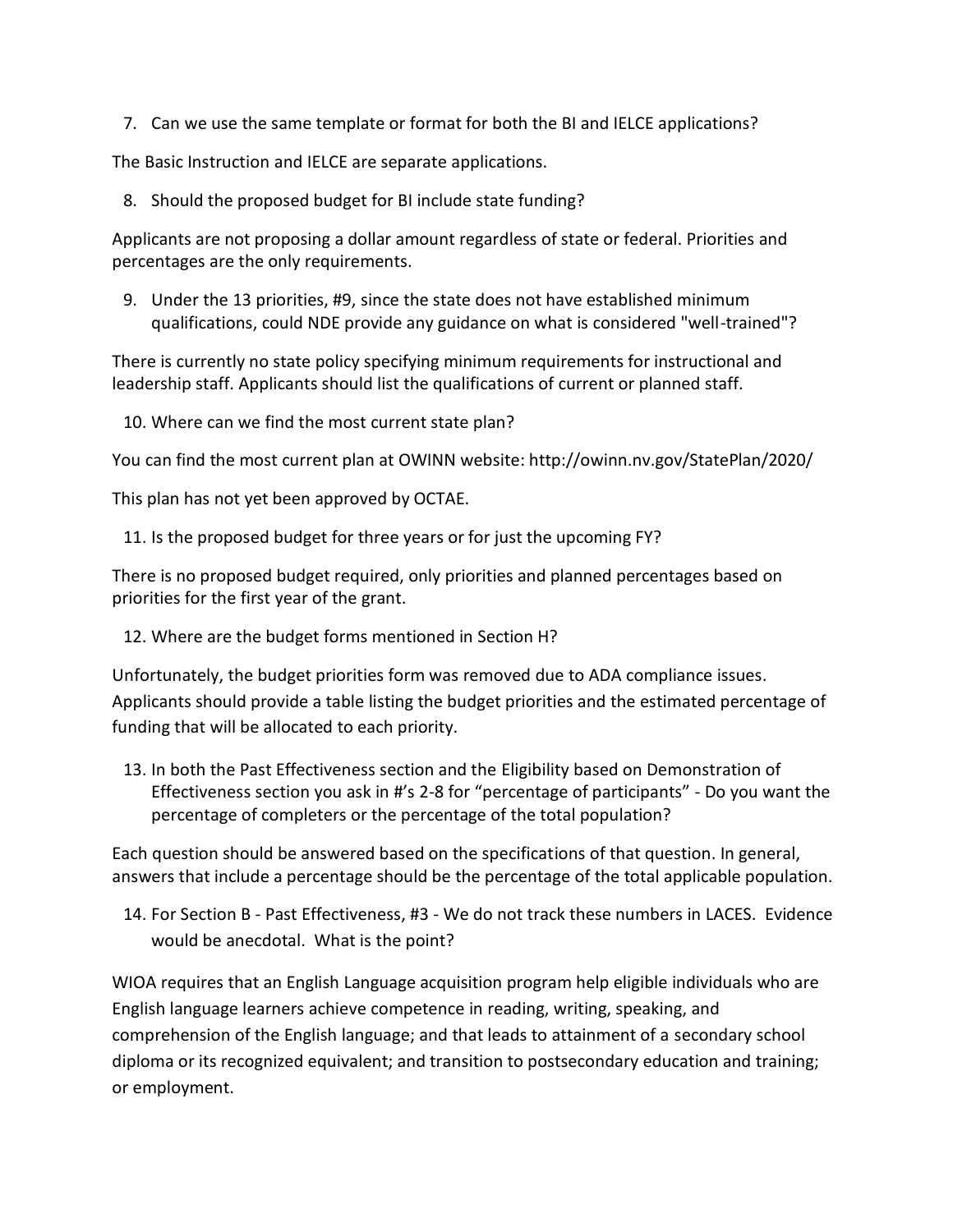7. Can we use the same template or format for both the BI and IELCE applications?

The Basic Instruction and IELCE are separate applications.

8. Should the proposed budget for BI include state funding?

Applicants are not proposing a dollar amount regardless of state or federal. Priorities and percentages are the only requirements.

9. Under the 13 priorities, #9, since the state does not have established minimum qualifications, could NDE provide any guidance on what is considered "well-trained"?

There is currently no state policy specifying minimum requirements for instructional and leadership staff. Applicants should list the qualifications of current or planned staff.

10. Where can we find the most current state plan?

You can find the most current plan at OWINN website: http://owinn.nv.gov/StatePlan/2020/

This plan has not yet been approved by OCTAE.

11. Is the proposed budget for three years or for just the upcoming FY?

There is no proposed budget required, only priorities and planned percentages based on priorities for the first year of the grant.

12. Where are the budget forms mentioned in Section H?

Unfortunately, the budget priorities form was removed due to ADA compliance issues. Applicants should provide a table listing the budget priorities and the estimated percentage of funding that will be allocated to each priority.

13. In both the Past Effectiveness section and the Eligibility based on Demonstration of Effectiveness section you ask in #'s 2-8 for "percentage of participants" - Do you want the percentage of completers or the percentage of the total population?

Each question should be answered based on the specifications of that question. In general, answers that include a percentage should be the percentage of the total applicable population.

14. For Section B - Past Effectiveness, #3 - We do not track these numbers in LACES. Evidence would be anecdotal. What is the point?

WIOA requires that an English Language acquisition program help eligible individuals who are English language learners achieve competence in reading, writing, speaking, and comprehension of the English language; and that leads to attainment of a secondary school diploma or its recognized equivalent; and transition to postsecondary education and training; or employment.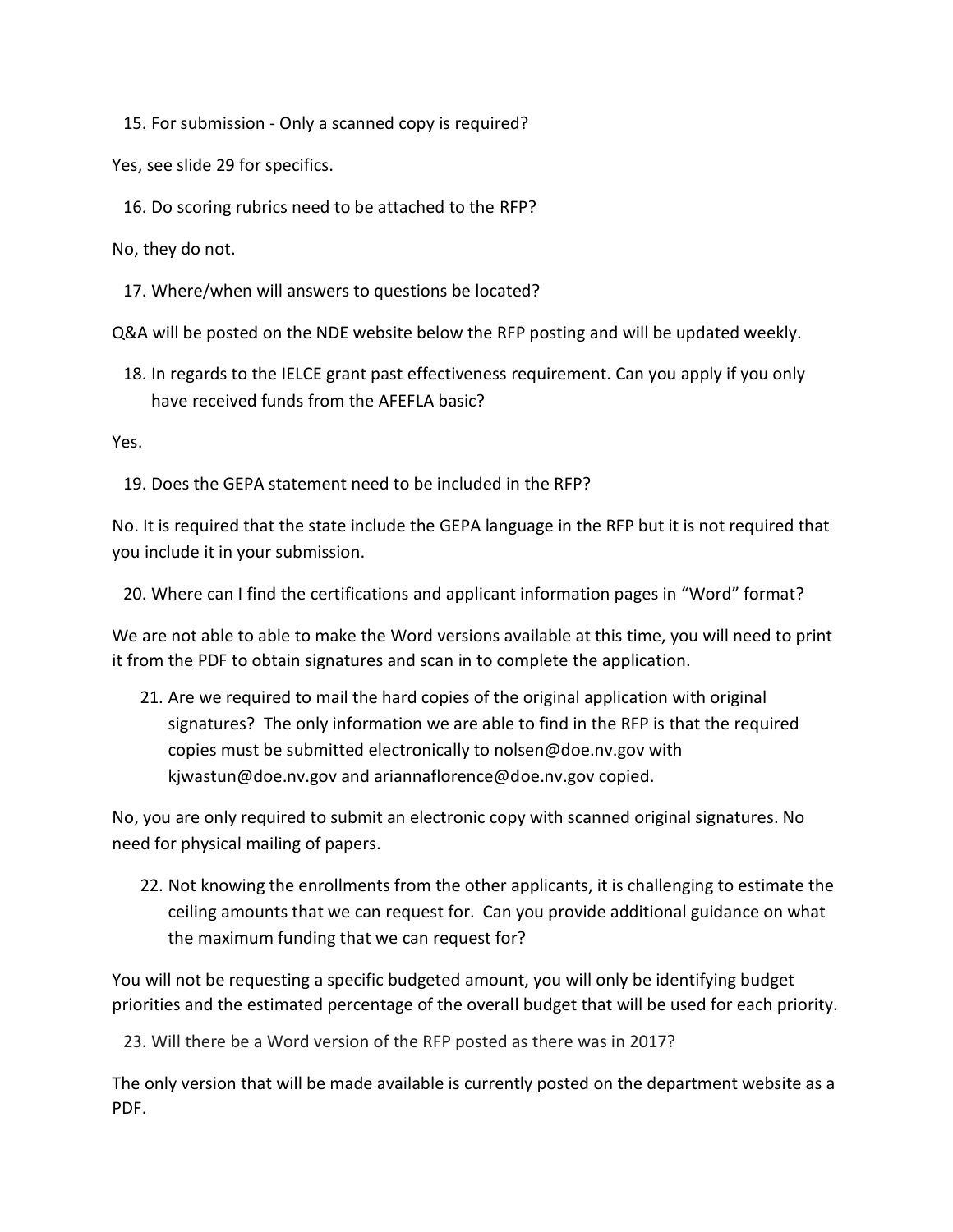15. For submission - Only a scanned copy is required?

Yes, see slide 29 for specifics.

16. Do scoring rubrics need to be attached to the RFP?

No, they do not.

17. Where/when will answers to questions be located?

Q&A will be posted on the NDE website below the RFP posting and will be updated weekly.

18. In regards to the IELCE grant past effectiveness requirement. Can you apply if you only have received funds from the AFEFLA basic?

Yes.

19. Does the GEPA statement need to be included in the RFP?

No. It is required that the state include the GEPA language in the RFP but it is not required that you include it in your submission.

20. Where can I find the certifications and applicant information pages in "Word" format?

We are not able to able to make the Word versions available at this time, you will need to print it from the PDF to obtain signatures and scan in to complete the application.

21. Are we required to mail the hard copies of the original application with original signatures? The only information we are able to find in the RFP is that the required copies must be submitted electronically to nolsen@doe.nv.gov with kjwastun@doe.nv.gov and ariannaflorence@doe.nv.gov copied.

No, you are only required to submit an electronic copy with scanned original signatures. No need for physical mailing of papers.

22. Not knowing the enrollments from the other applicants, it is challenging to estimate the ceiling amounts that we can request for. Can you provide additional guidance on what the maximum funding that we can request for?

You will not be requesting a specific budgeted amount, you will only be identifying budget priorities and the estimated percentage of the overall budget that will be used for each priority.

23. Will there be a Word version of the RFP posted as there was in 2017?

The only version that will be made available is currently posted on the department website as a PDF.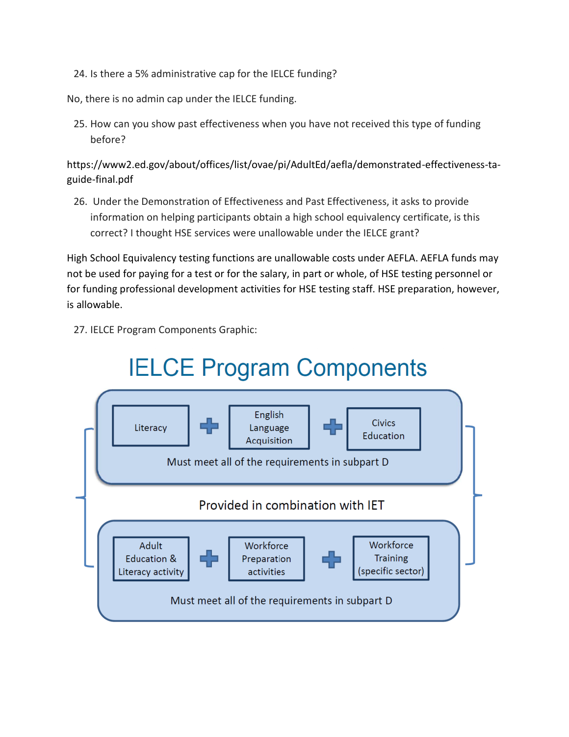24. Is there a 5% administrative cap for the IELCE funding?

No, there is no admin cap under the IELCE funding.

25. How can you show past effectiveness when you have not received this type of funding before?

https://www2.ed.gov/about/offices/list/ovae/pi/AdultEd/aefla/demonstrated-effectiveness-ta-guide-final.pdf

26. Under the Demonstration of Effectiveness and Past Effectiveness, it asks to provide information on helping participants obtain a high school equivalency certificate, is this correct? I thought HSE services were unallowable under the IELCE grant?

High School Equivalency testing functions are unallowable costs under AEFLA. AEFLA funds may not be used for paying for a test or for the salary, in part or whole, of HSE testing personnel or for funding professional development activities for HSE testing staff. HSE preparation, however, is allowable.

27. IELCE Program Components Graphic:

IELCE Program Components

Literacy + English Language Acquisition + Civics Education

Must meet all of the requirements in subpart D

Provided in combination with IET

Adult Education & Literacy activity + Workforce Preparation activities + Workforce Training (specific sector)

Must meet all of the requirements in subpart D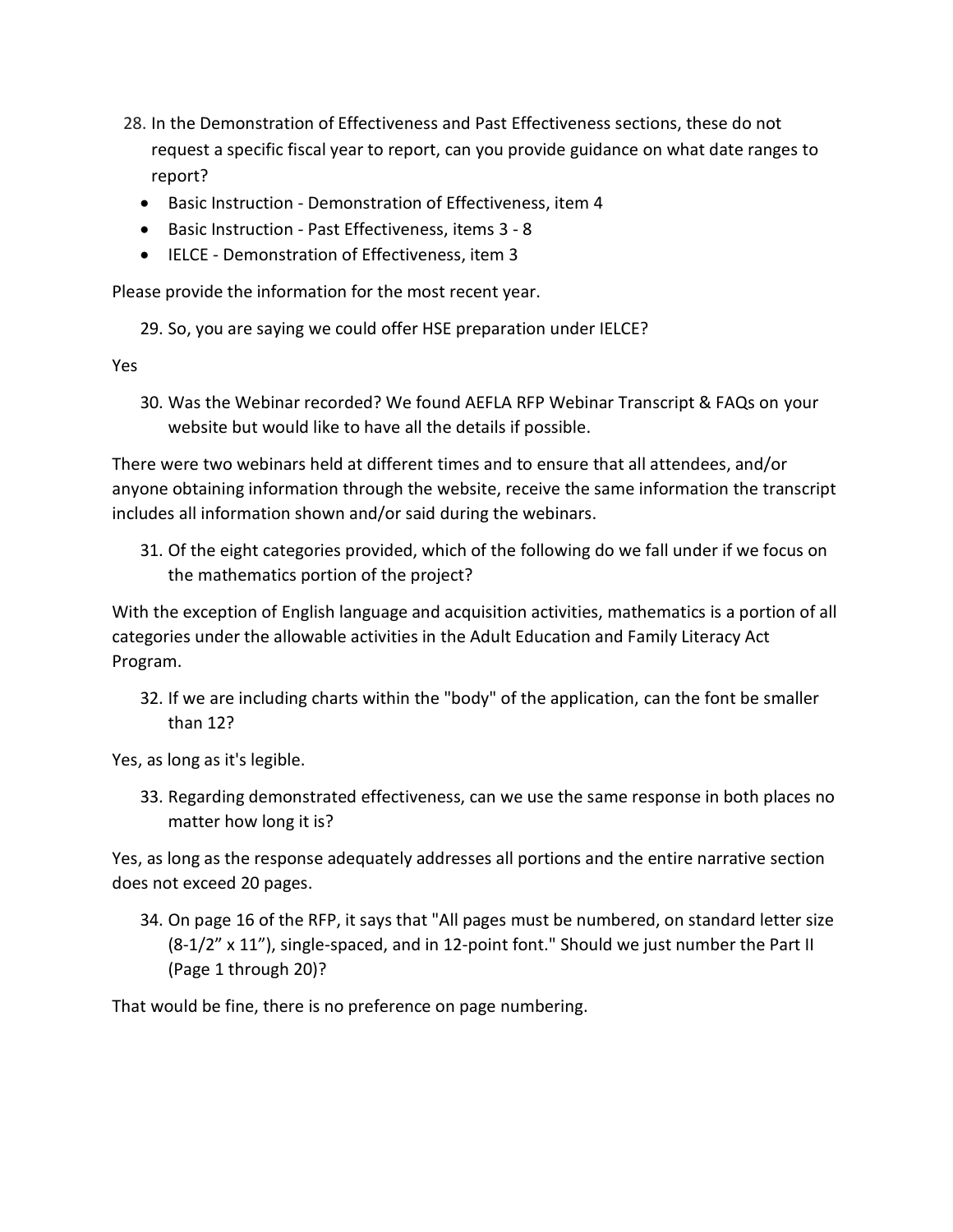28. In the Demonstration of Effectiveness and Past Effectiveness sections, these do not request a specific fiscal year to report, can you provide guidance on what date ranges to report?
    - Basic Instruction - Demonstration of Effectiveness, item 4
    - Basic Instruction - Past Effectiveness, items 3 - 8
    - IELCE - Demonstration of Effectiveness, item 3

Please provide the information for the most recent year.

29. So, you are saying we could offer HSE preparation under IELCE?

Yes

30. Was the Webinar recorded? We found AEFLA RFP Webinar Transcript & FAQs on your website but would like to have all the details if possible.

There were two webinars held at different times and to ensure that all attendees, and/or anyone obtaining information through the website, receive the same information the transcript includes all information shown and/or said during the webinars.

31. Of the eight categories provided, which of the following do we fall under if we focus on the mathematics portion of the project?

With the exception of English language and acquisition activities, mathematics is a portion of all categories under the allowable activities in the Adult Education and Family Literacy Act Program.

32. If we are including charts within the "body" of the application, can the font be smaller than 12?

Yes, as long as it's legible.

33. Regarding demonstrated effectiveness, can we use the same response in both places no matter how long it is?

Yes, as long as the response adequately addresses all portions and the entire narrative section does not exceed 20 pages.

34. On page 16 of the RFP, it says that "All pages must be numbered, on standard letter size (8-1/2" x 11"), single-spaced, and in 12-point font." Should we just number the Part II (Page 1 through 20)?

That would be fine, there is no preference on page numbering.